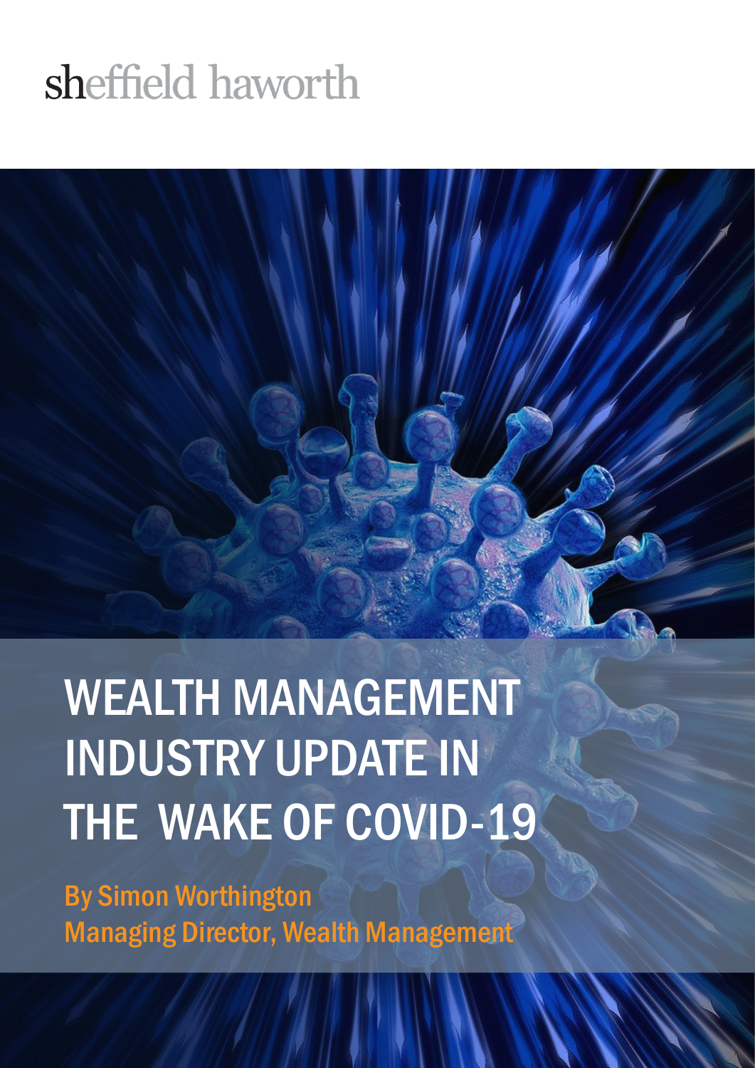sheffield haworth

# WEALTH MANAGEMENT INDUSTRY UPDATE IN THE WAKE OF COVID-19

By Simon Worthington
Managing Director, Wealth Management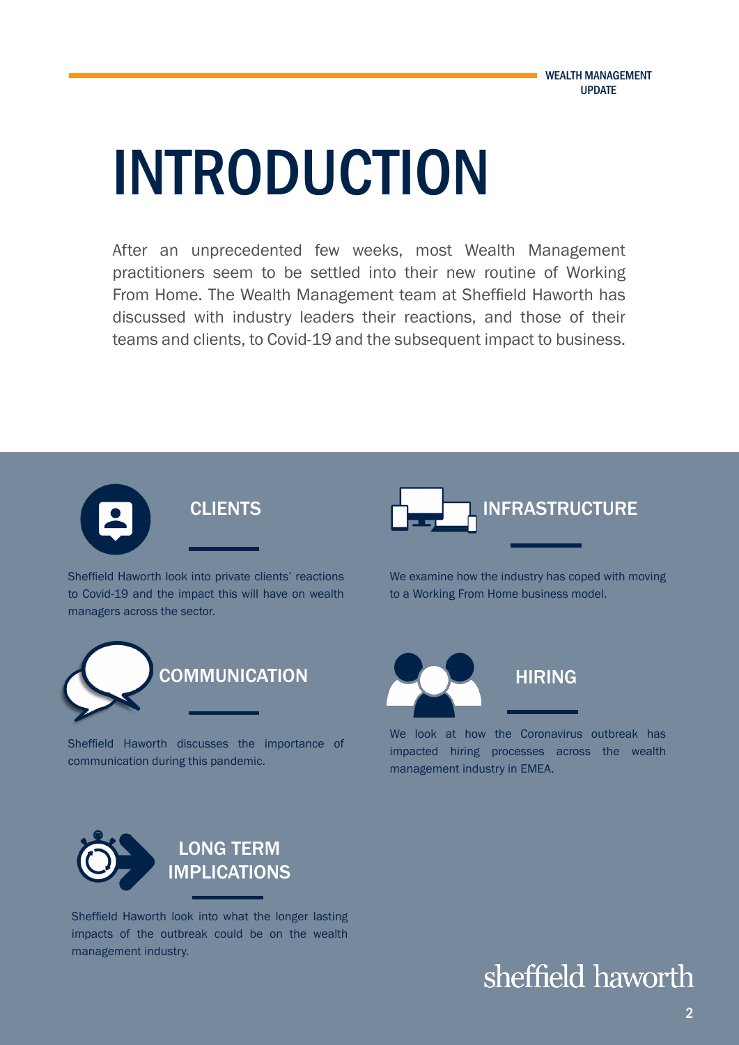# INTRODUCTION

After an unprecedented few weeks, most Wealth Management practitioners seem to be settled into their new routine of Working From Home. The Wealth Management team at Sheffield Haworth has discussed with industry leaders their reactions, and those of their teams and clients, to Covid-19 and the subsequent impact to business.

## CLIENTS

Sheffield Haworth look into private clients' reactions to Covid-19 and the impact this will have on wealth managers across the sector.

## INFRASTRUCTURE

We examine how the industry has coped with moving to a Working From Home business model.

## COMMUNICATION

Sheffield Haworth discusses the importance of communication during this pandemic.

## HIRING

We look at how the Coronavirus outbreak has impacted hiring processes across the wealth management industry in EMEA.

## LONG TERM IMPLICATIONS

Sheffield Haworth look into what the longer lasting impacts of the outbreak could be on the wealth management industry.

sheffield haworth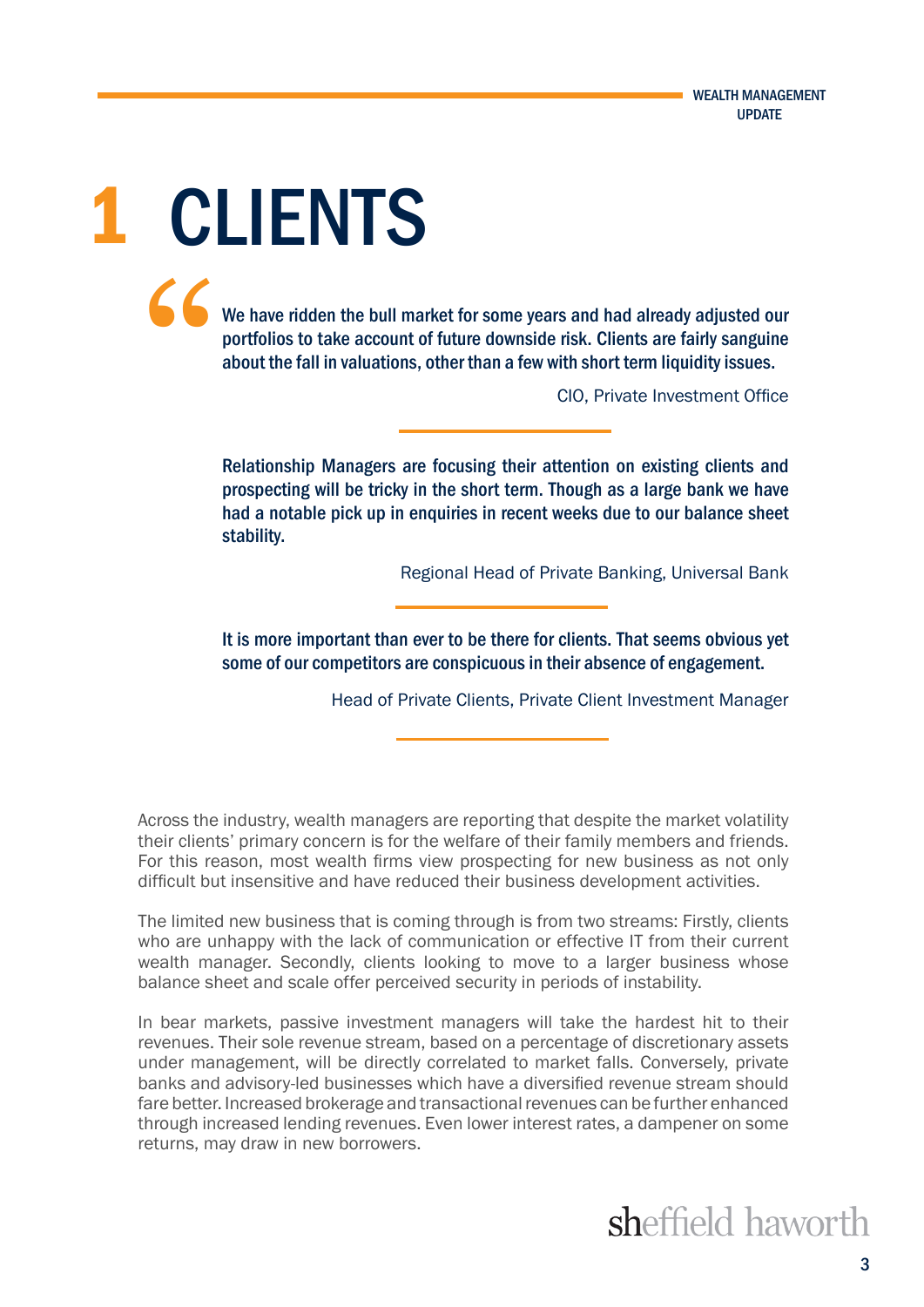# 1 CLIENTS

> **We have ridden the bull market for some years and had already adjusted our portfolios to take account of future downside risk. Clients are fairly sanguine about the fall in valuations, other than a few with short term liquidity issues.**
>
> CIO, Private Investment Office

> **Relationship Managers are focusing their attention on existing clients and prospecting will be tricky in the short term. Though as a large bank we have had a notable pick up in enquiries in recent weeks due to our balance sheet stability.**
>
> Regional Head of Private Banking, Universal Bank

> **It is more important than ever to be there for clients. That seems obvious yet some of our competitors are conspicuous in their absence of engagement.**
>
> Head of Private Clients, Private Client Investment Manager

Across the industry, wealth managers are reporting that despite the market volatility their clients' primary concern is for the welfare of their family members and friends. For this reason, most wealth firms view prospecting for new business as not only difficult but insensitive and have reduced their business development activities.

The limited new business that is coming through is from two streams: Firstly, clients who are unhappy with the lack of communication or effective IT from their current wealth manager. Secondly, clients looking to move to a larger business whose balance sheet and scale offer perceived security in periods of instability.

In bear markets, passive investment managers will take the hardest hit to their revenues. Their sole revenue stream, based on a percentage of discretionary assets under management, will be directly correlated to market falls. Conversely, private banks and advisory-led businesses which have a diversified revenue stream should fare better. Increased brokerage and transactional revenues can be further enhanced through increased lending revenues. Even lower interest rates, a dampener on some returns, may draw in new borrowers.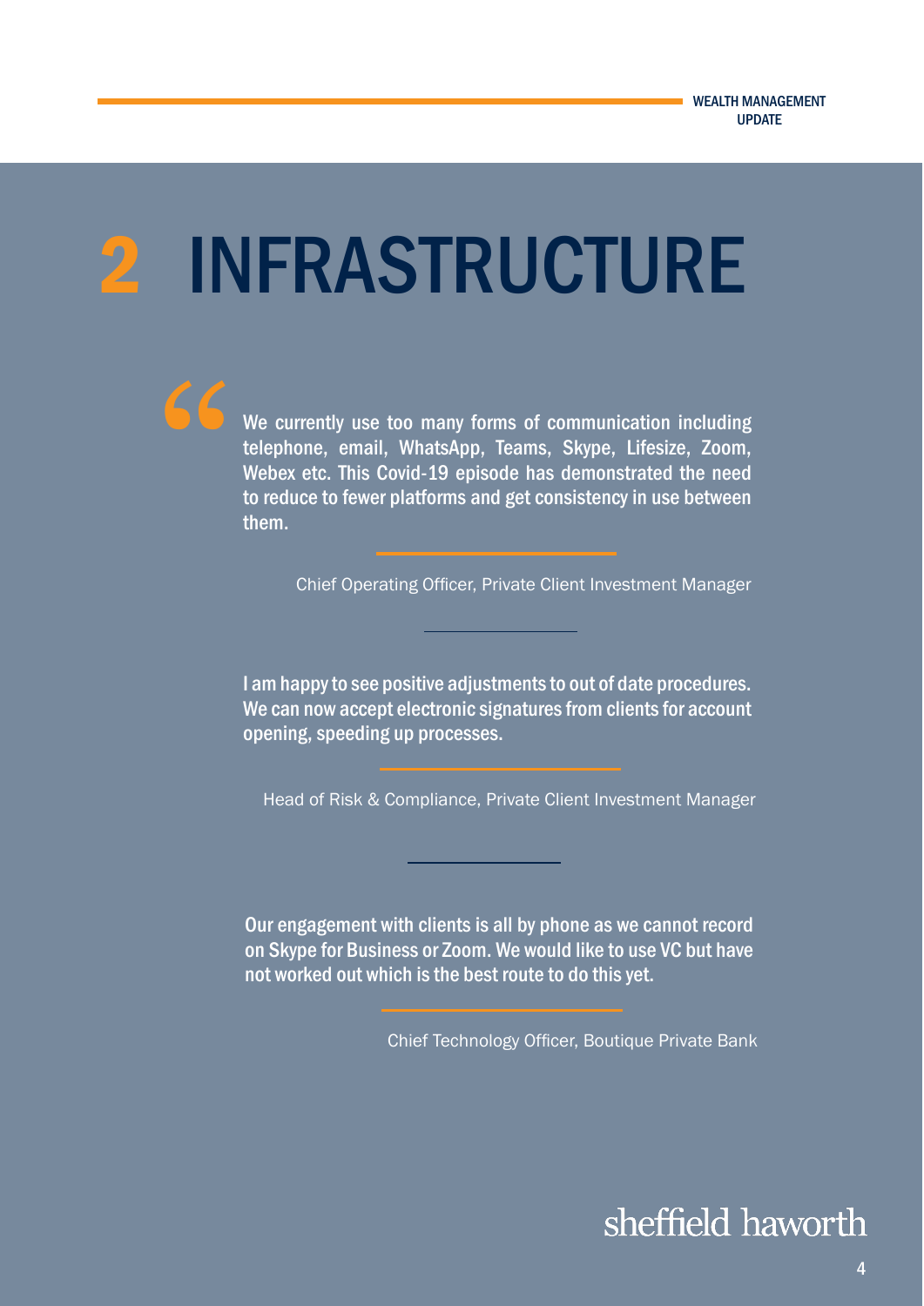# 2 INFRASTRUCTURE

> We currently use too many forms of communication including telephone, email, WhatsApp, Teams, Skype, Lifesize, Zoom, Webex etc. This Covid-19 episode has demonstrated the need to reduce to fewer platforms and get consistency in use between them.

Chief Operating Officer, Private Client Investment Manager

> I am happy to see positive adjustments to out of date procedures. We can now accept electronic signatures from clients for account opening, speeding up processes.

Head of Risk & Compliance, Private Client Investment Manager

> Our engagement with clients is all by phone as we cannot record on Skype for Business or Zoom. We would like to use VC but have not worked out which is the best route to do this yet.

Chief Technology Officer, Boutique Private Bank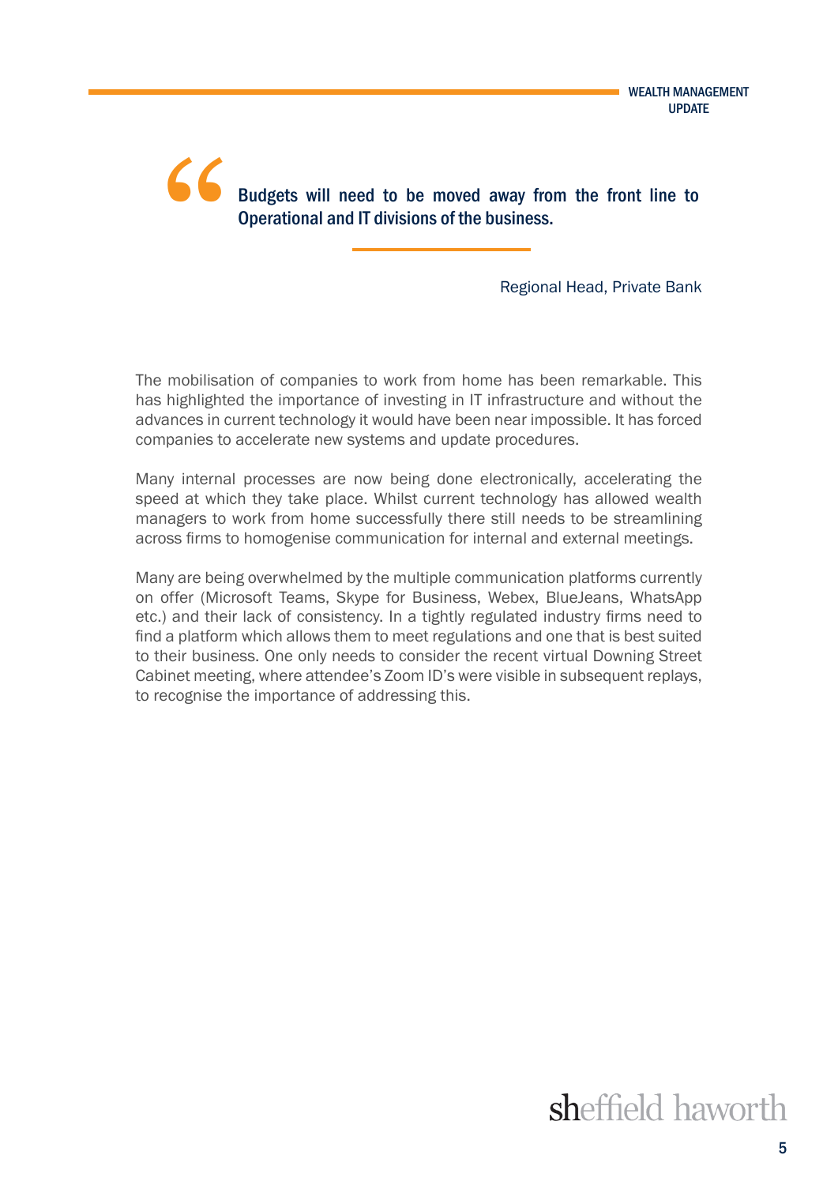> Budgets will need to be moved away from the front line to Operational and IT divisions of the business.
>
> Regional Head, Private Bank

The mobilisation of companies to work from home has been remarkable. This has highlighted the importance of investing in IT infrastructure and without the advances in current technology it would have been near impossible. It has forced companies to accelerate new systems and update procedures.

Many internal processes are now being done electronically, accelerating the speed at which they take place. Whilst current technology has allowed wealth managers to work from home successfully there still needs to be streamlining across firms to homogenise communication for internal and external meetings.

Many are being overwhelmed by the multiple communication platforms currently on offer (Microsoft Teams, Skype for Business, Webex, BlueJeans, WhatsApp etc.) and their lack of consistency. In a tightly regulated industry firms need to find a platform which allows them to meet regulations and one that is best suited to their business. One only needs to consider the recent virtual Downing Street Cabinet meeting, where attendee's Zoom ID's were visible in subsequent replays, to recognise the importance of addressing this.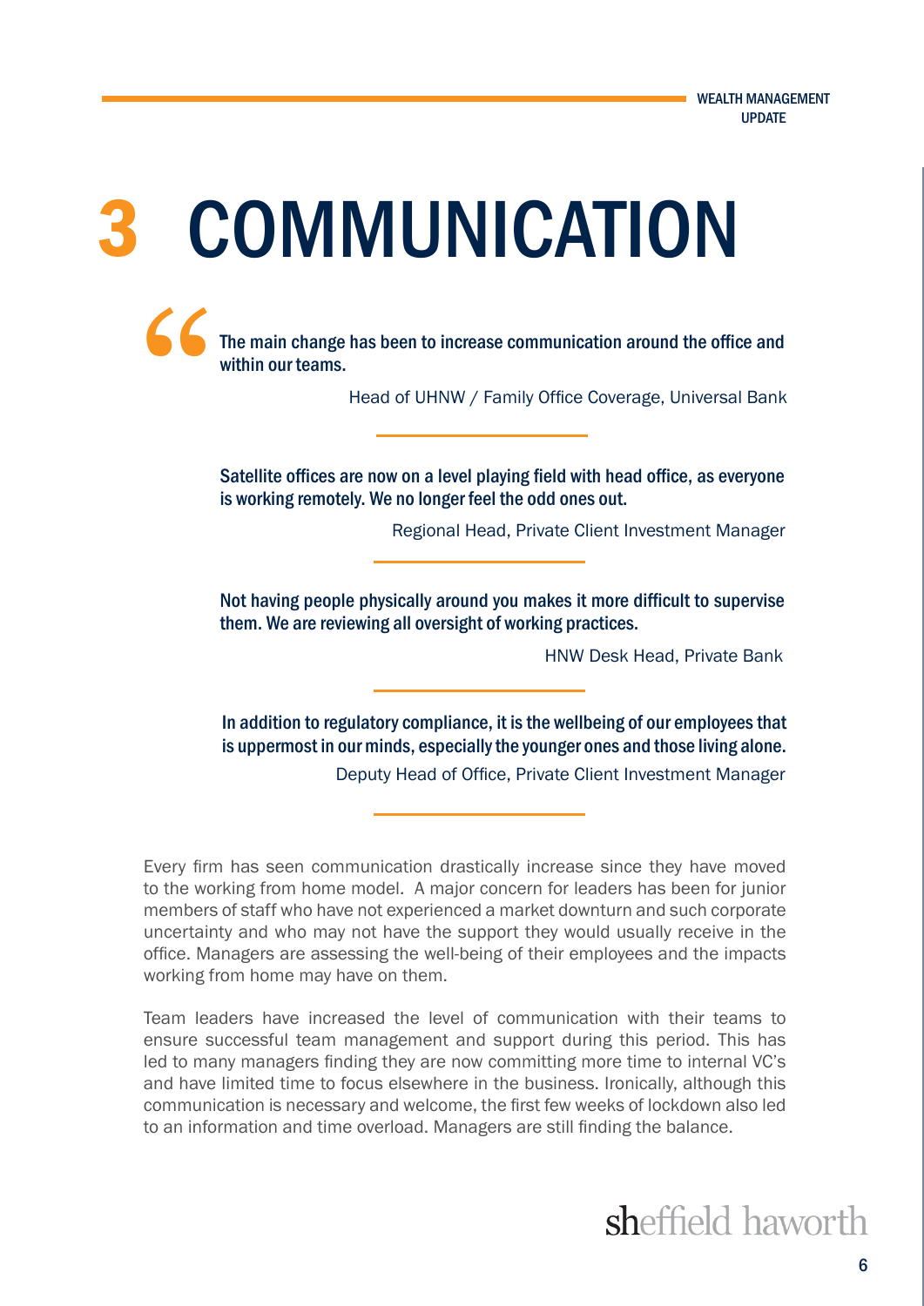# 3 COMMUNICATION

> "The main change has been to increase communication around the office and within our teams.
>
> Head of UHNW / Family Office Coverage, Universal Bank

> Satellite offices are now on a level playing field with head office, as everyone is working remotely. We no longer feel the odd ones out.
>
> Regional Head, Private Client Investment Manager

> Not having people physically around you makes it more difficult to supervise them. We are reviewing all oversight of working practices.
>
> HNW Desk Head, Private Bank

> In addition to regulatory compliance, it is the wellbeing of our employees that is uppermost in our minds, especially the younger ones and those living alone.
>
> Deputy Head of Office, Private Client Investment Manager

Every firm has seen communication drastically increase since they have moved to the working from home model. A major concern for leaders has been for junior members of staff who have not experienced a market downturn and such corporate uncertainty and who may not have the support they would usually receive in the office. Managers are assessing the well-being of their employees and the impacts working from home may have on them.

Team leaders have increased the level of communication with their teams to ensure successful team management and support during this period. This has led to many managers finding they are now committing more time to internal VC's and have limited time to focus elsewhere in the business. Ironically, although this communication is necessary and welcome, the first few weeks of lockdown also led to an information and time overload. Managers are still finding the balance.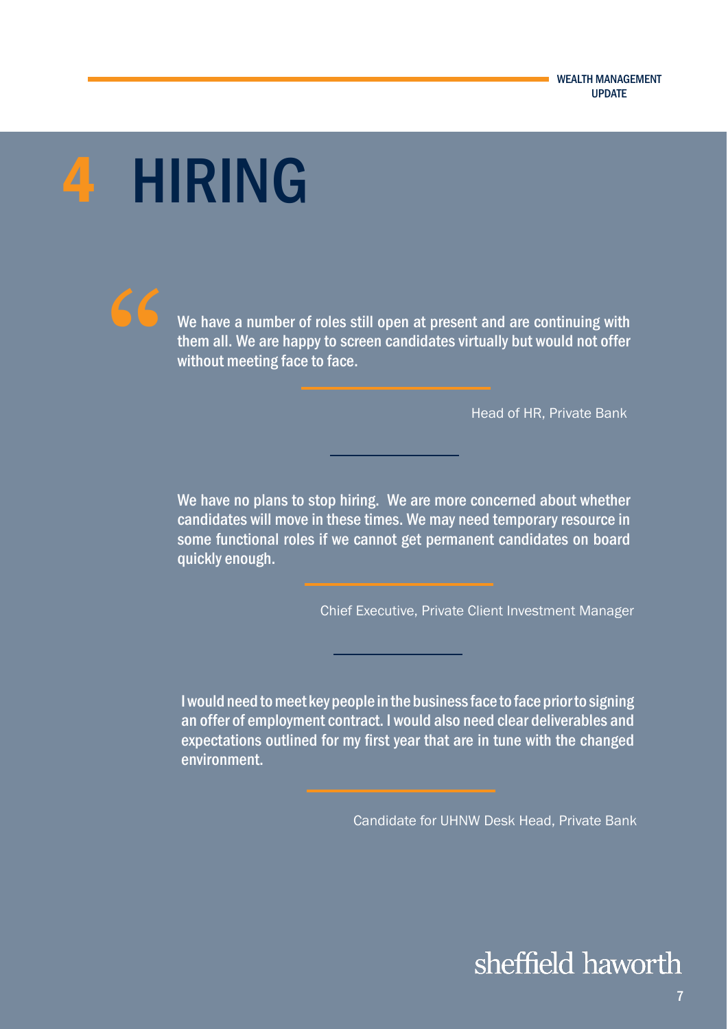# 4 HIRING

> We have a number of roles still open at present and are continuing with them all. We are happy to screen candidates virtually but would not offer without meeting face to face.
>
> Head of HR, Private Bank

> We have no plans to stop hiring. We are more concerned about whether candidates will move in these times. We may need temporary resource in some functional roles if we cannot get permanent candidates on board quickly enough.
>
> Chief Executive, Private Client Investment Manager

> I would need to meet key people in the business face to face prior to signing an offer of employment contract. I would also need clear deliverables and expectations outlined for my first year that are in tune with the changed environment.
>
> Candidate for UHNW Desk Head, Private Bank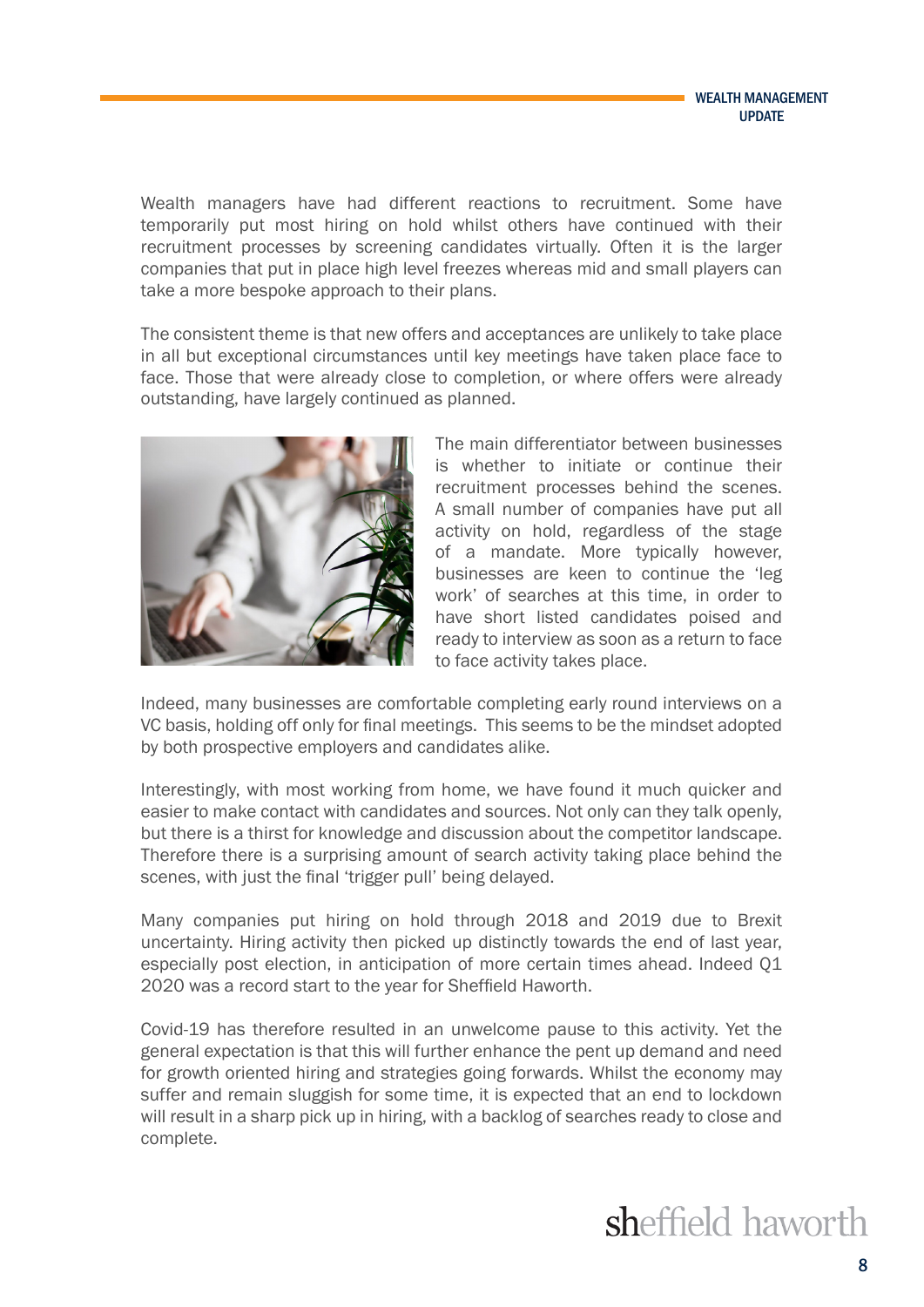Wealth managers have had different reactions to recruitment. Some have temporarily put most hiring on hold whilst others have continued with their recruitment processes by screening candidates virtually. Often it is the larger companies that put in place high level freezes whereas mid and small players can take a more bespoke approach to their plans.

The consistent theme is that new offers and acceptances are unlikely to take place in all but exceptional circumstances until key meetings have taken place face to face. Those that were already close to completion, or where offers were already outstanding, have largely continued as planned.

The main differentiator between businesses is whether to initiate or continue their recruitment processes behind the scenes. A small number of companies have put all activity on hold, regardless of the stage of a mandate. More typically however, businesses are keen to continue the 'leg work' of searches at this time, in order to have short listed candidates poised and ready to interview as soon as a return to face to face activity takes place.

Indeed, many businesses are comfortable completing early round interviews on a VC basis, holding off only for final meetings. This seems to be the mindset adopted by both prospective employers and candidates alike.

Interestingly, with most working from home, we have found it much quicker and easier to make contact with candidates and sources. Not only can they talk openly, but there is a thirst for knowledge and discussion about the competitor landscape. Therefore there is a surprising amount of search activity taking place behind the scenes, with just the final 'trigger pull' being delayed.

Many companies put hiring on hold through 2018 and 2019 due to Brexit uncertainty. Hiring activity then picked up distinctly towards the end of last year, especially post election, in anticipation of more certain times ahead. Indeed Q1 2020 was a record start to the year for Sheffield Haworth.

Covid-19 has therefore resulted in an unwelcome pause to this activity. Yet the general expectation is that this will further enhance the pent up demand and need for growth oriented hiring and strategies going forwards. Whilst the economy may suffer and remain sluggish for some time, it is expected that an end to lockdown will result in a sharp pick up in hiring, with a backlog of searches ready to close and complete.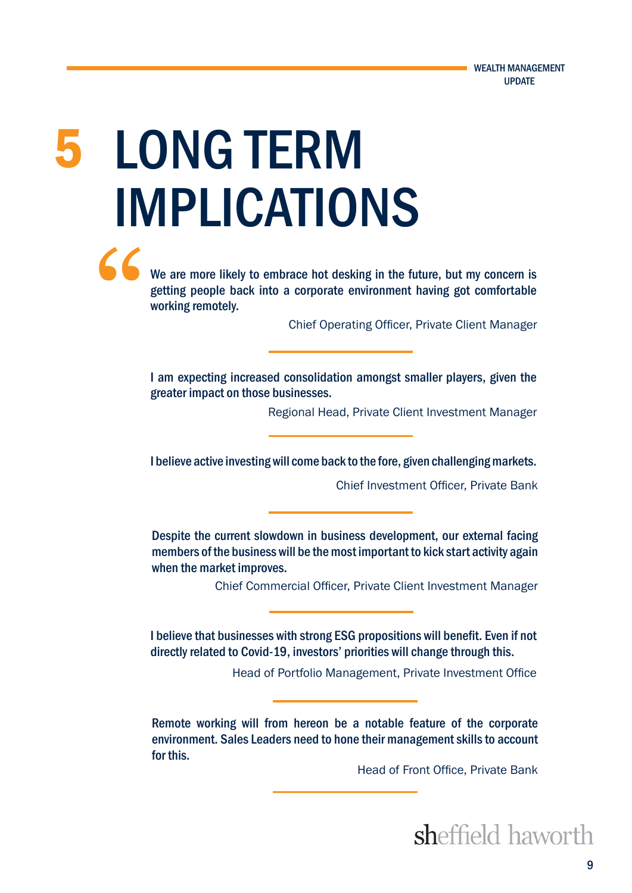# 5 LONG TERM IMPLICATIONS

"We are more likely to embrace hot desking in the future, but my concern is getting people back into a corporate environment having got comfortable working remotely.

Chief Operating Officer, Private Client Manager

---

I am expecting increased consolidation amongst smaller players, given the greater impact on those businesses.

Regional Head, Private Client Investment Manager

---

I believe active investing will come back to the fore, given challenging markets.

Chief Investment Officer, Private Bank

---

Despite the current slowdown in business development, our external facing members of the business will be the most important to kick start activity again when the market improves.

Chief Commercial Officer, Private Client Investment Manager

---

I believe that businesses with strong ESG propositions will benefit. Even if not directly related to Covid-19, investors' priorities will change through this.

Head of Portfolio Management, Private Investment Office

---

Remote working will from hereon be a notable feature of the corporate environment. Sales Leaders need to hone their management skills to account for this.

Head of Front Office, Private Bank

---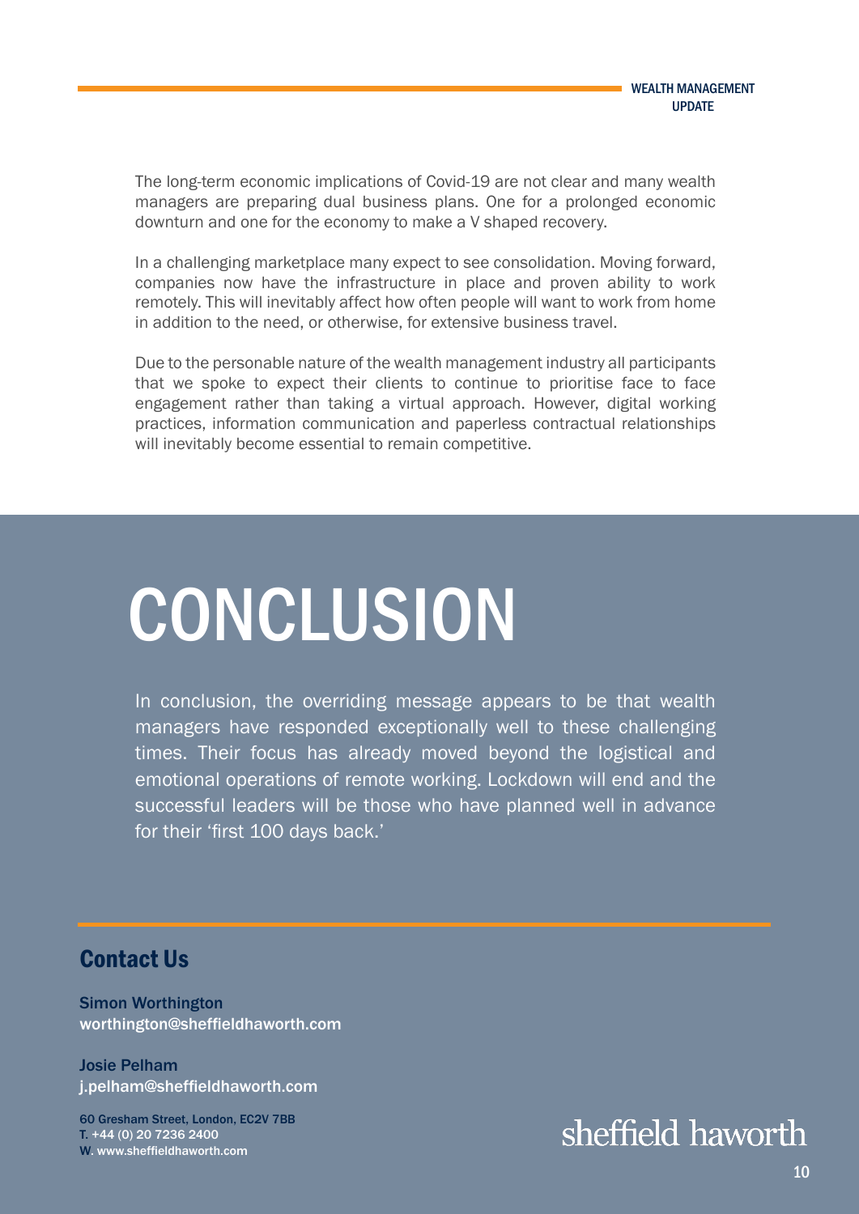The long-term economic implications of Covid-19 are not clear and many wealth managers are preparing dual business plans. One for a prolonged economic downturn and one for the economy to make a V shaped recovery.

In a challenging marketplace many expect to see consolidation. Moving forward, companies now have the infrastructure in place and proven ability to work remotely. This will inevitably affect how often people will want to work from home in addition to the need, or otherwise, for extensive business travel.

Due to the personable nature of the wealth management industry all participants that we spoke to expect their clients to continue to prioritise face to face engagement rather than taking a virtual approach. However, digital working practices, information communication and paperless contractual relationships will inevitably become essential to remain competitive.

# CONCLUSION

In conclusion, the overriding message appears to be that wealth managers have responded exceptionally well to these challenging times. Their focus has already moved beyond the logistical and emotional operations of remote working. Lockdown will end and the successful leaders will be those who have planned well in advance for their 'first 100 days back.'

## Contact Us

Simon Worthington
worthington@sheffieldhaworth.com

Josie Pelham
j.pelham@sheffieldhaworth.com

60 Gresham Street, London, EC2V 7BB
T. +44 (0) 20 7236 2400
W. www.sheffieldhaworth.com

sheffield haworth